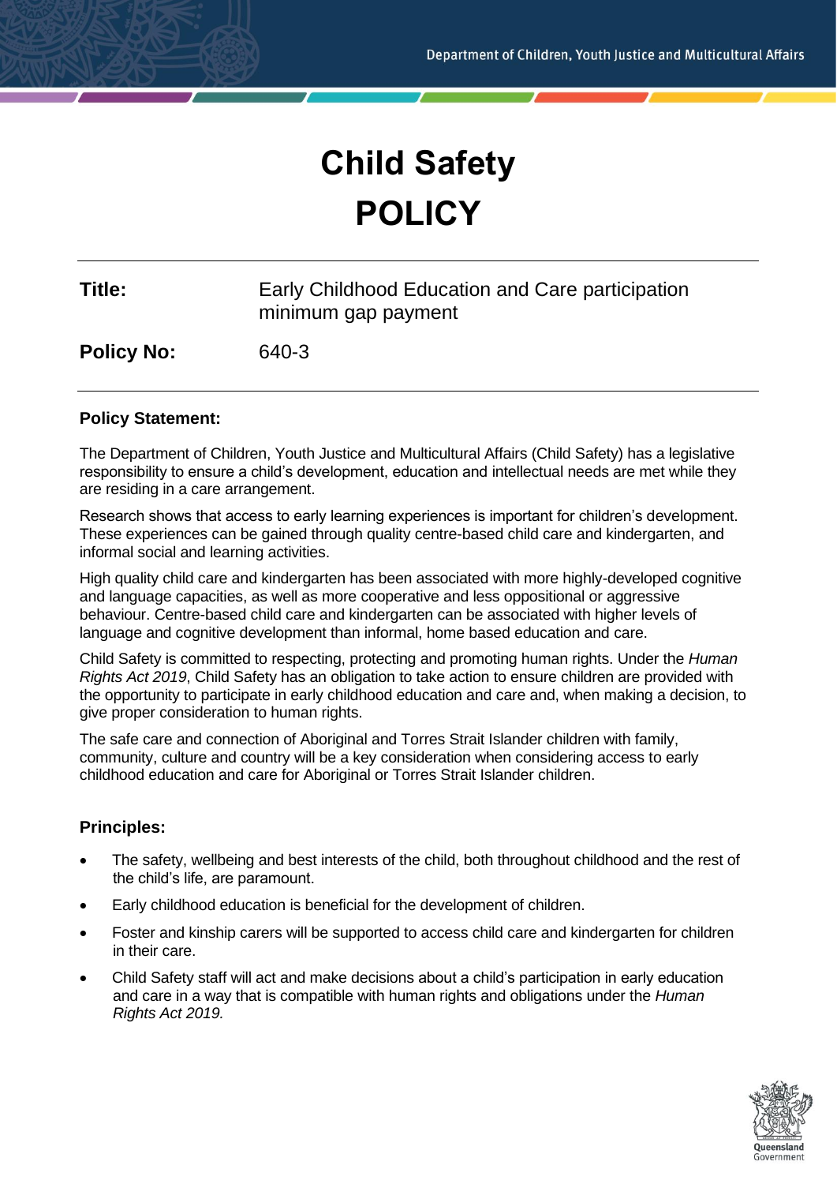# Child Safety
# POLICY

| **Title:** | Early Childhood Education and Care participation minimum gap payment |
|---|---|
| **Policy No:** | 640-3 |

### Policy Statement:

The Department of Children, Youth Justice and Multicultural Affairs (Child Safety) has a legislative responsibility to ensure a child's development, education and intellectual needs are met while they are residing in a care arrangement.

Research shows that access to early learning experiences is important for children's development. These experiences can be gained through quality centre-based child care and kindergarten, and informal social and learning activities.

High quality child care and kindergarten has been associated with more highly-developed cognitive and language capacities, as well as more cooperative and less oppositional or aggressive behaviour. Centre-based child care and kindergarten can be associated with higher levels of language and cognitive development than informal, home based education and care.

Child Safety is committed to respecting, protecting and promoting human rights. Under the *Human Rights Act 2019*, Child Safety has an obligation to take action to ensure children are provided with the opportunity to participate in early childhood education and care and, when making a decision, to give proper consideration to human rights.

The safe care and connection of Aboriginal and Torres Strait Islander children with family, community, culture and country will be a key consideration when considering access to early childhood education and care for Aboriginal or Torres Strait Islander children.

### Principles:

- The safety, wellbeing and best interests of the child, both throughout childhood and the rest of the child's life, are paramount.
- Early childhood education is beneficial for the development of children.
- Foster and kinship carers will be supported to access child care and kindergarten for children in their care.
- Child Safety staff will act and make decisions about a child's participation in early education and care in a way that is compatible with human rights and obligations under the *Human Rights Act 2019.*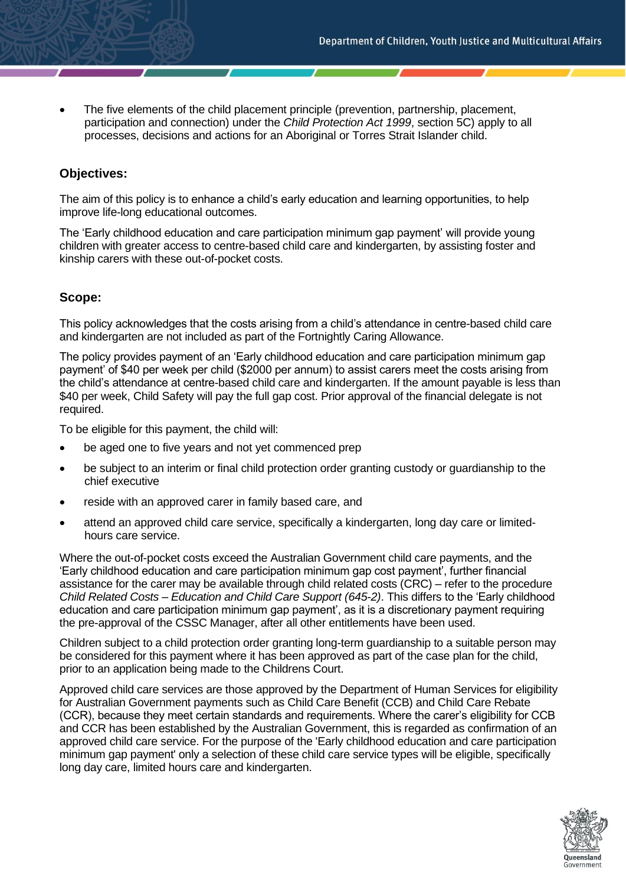- The five elements of the child placement principle (prevention, partnership, placement, participation and connection) under the *Child Protection Act 1999*, section 5C) apply to all processes, decisions and actions for an Aboriginal or Torres Strait Islander child.

## Objectives:

The aim of this policy is to enhance a child's early education and learning opportunities, to help improve life-long educational outcomes.

The 'Early childhood education and care participation minimum gap payment' will provide young children with greater access to centre-based child care and kindergarten, by assisting foster and kinship carers with these out-of-pocket costs.

## Scope:

This policy acknowledges that the costs arising from a child's attendance in centre-based child care and kindergarten are not included as part of the Fortnightly Caring Allowance.

The policy provides payment of an 'Early childhood education and care participation minimum gap payment' of $40 per week per child ($2000 per annum) to assist carers meet the costs arising from the child's attendance at centre-based child care and kindergarten. If the amount payable is less than $40 per week, Child Safety will pay the full gap cost. Prior approval of the financial delegate is not required.

To be eligible for this payment, the child will:

- be aged one to five years and not yet commenced prep
- be subject to an interim or final child protection order granting custody or guardianship to the chief executive
- reside with an approved carer in family based care, and
- attend an approved child care service, specifically a kindergarten, long day care or limited-hours care service.

Where the out-of-pocket costs exceed the Australian Government child care payments, and the 'Early childhood education and care participation minimum gap cost payment', further financial assistance for the carer may be available through child related costs (CRC) – refer to the procedure *Child Related Costs – Education and Child Care Support (645-2)*. This differs to the 'Early childhood education and care participation minimum gap payment', as it is a discretionary payment requiring the pre-approval of the CSSC Manager, after all other entitlements have been used.

Children subject to a child protection order granting long-term guardianship to a suitable person may be considered for this payment where it has been approved as part of the case plan for the child, prior to an application being made to the Childrens Court.

Approved child care services are those approved by the Department of Human Services for eligibility for Australian Government payments such as Child Care Benefit (CCB) and Child Care Rebate (CCR), because they meet certain standards and requirements. Where the carer's eligibility for CCB and CCR has been established by the Australian Government, this is regarded as confirmation of an approved child care service. For the purpose of the 'Early childhood education and care participation minimum gap payment' only a selection of these child care service types will be eligible, specifically long day care, limited hours care and kindergarten.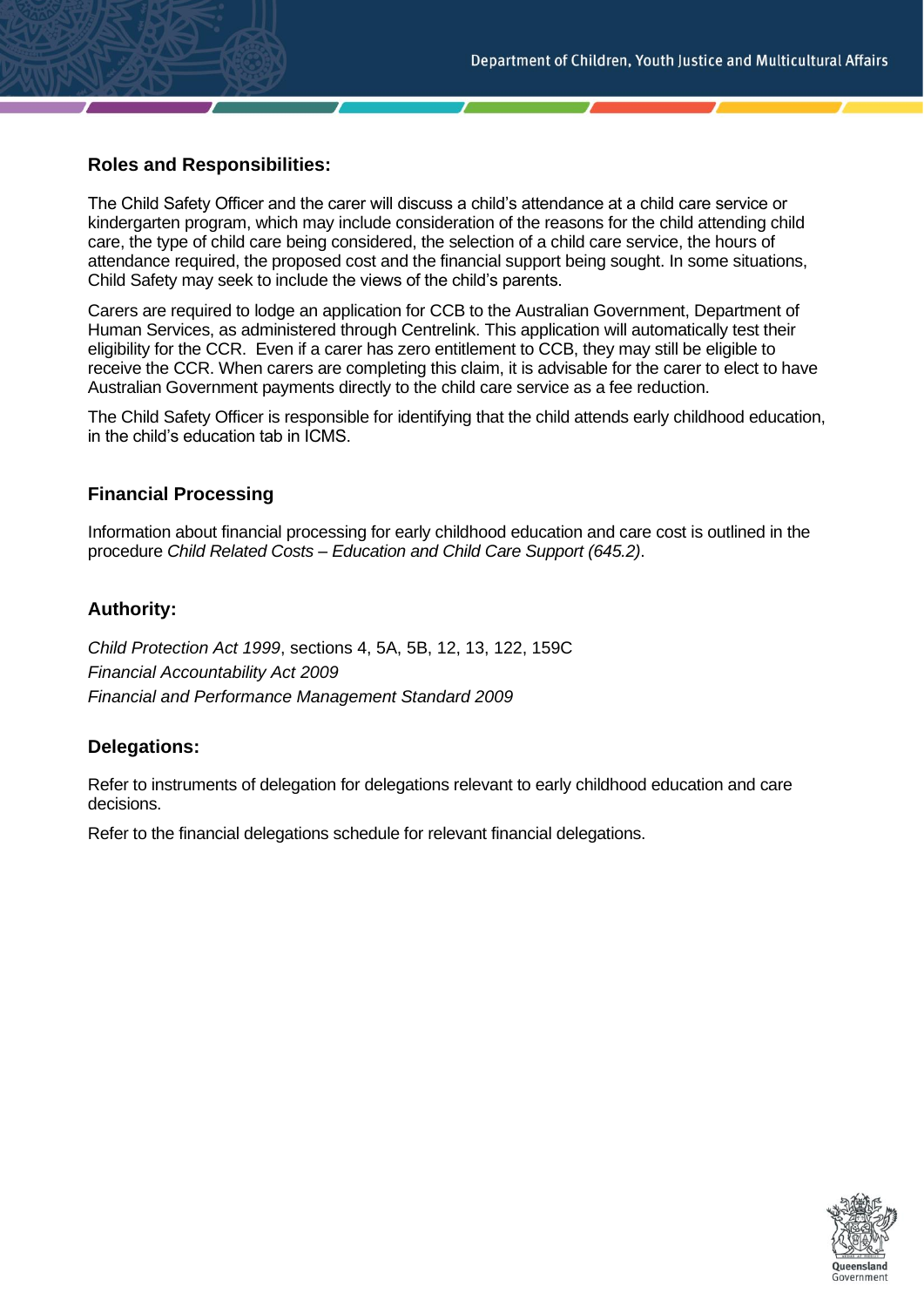## Roles and Responsibilities:

The Child Safety Officer and the carer will discuss a child's attendance at a child care service or kindergarten program, which may include consideration of the reasons for the child attending child care, the type of child care being considered, the selection of a child care service, the hours of attendance required, the proposed cost and the financial support being sought. In some situations, Child Safety may seek to include the views of the child's parents.

Carers are required to lodge an application for CCB to the Australian Government, Department of Human Services, as administered through Centrelink. This application will automatically test their eligibility for the CCR. Even if a carer has zero entitlement to CCB, they may still be eligible to receive the CCR. When carers are completing this claim, it is advisable for the carer to elect to have Australian Government payments directly to the child care service as a fee reduction.

The Child Safety Officer is responsible for identifying that the child attends early childhood education, in the child's education tab in ICMS.

## Financial Processing

Information about financial processing for early childhood education and care cost is outlined in the procedure *Child Related Costs – Education and Child Care Support (645.2)*.

## Authority:

*Child Protection Act 1999*, sections 4, 5A, 5B, 12, 13, 122, 159C

*Financial Accountability Act 2009*

*Financial and Performance Management Standard 2009*

## Delegations:

Refer to instruments of delegation for delegations relevant to early childhood education and care decisions.

Refer to the financial delegations schedule for relevant financial delegations.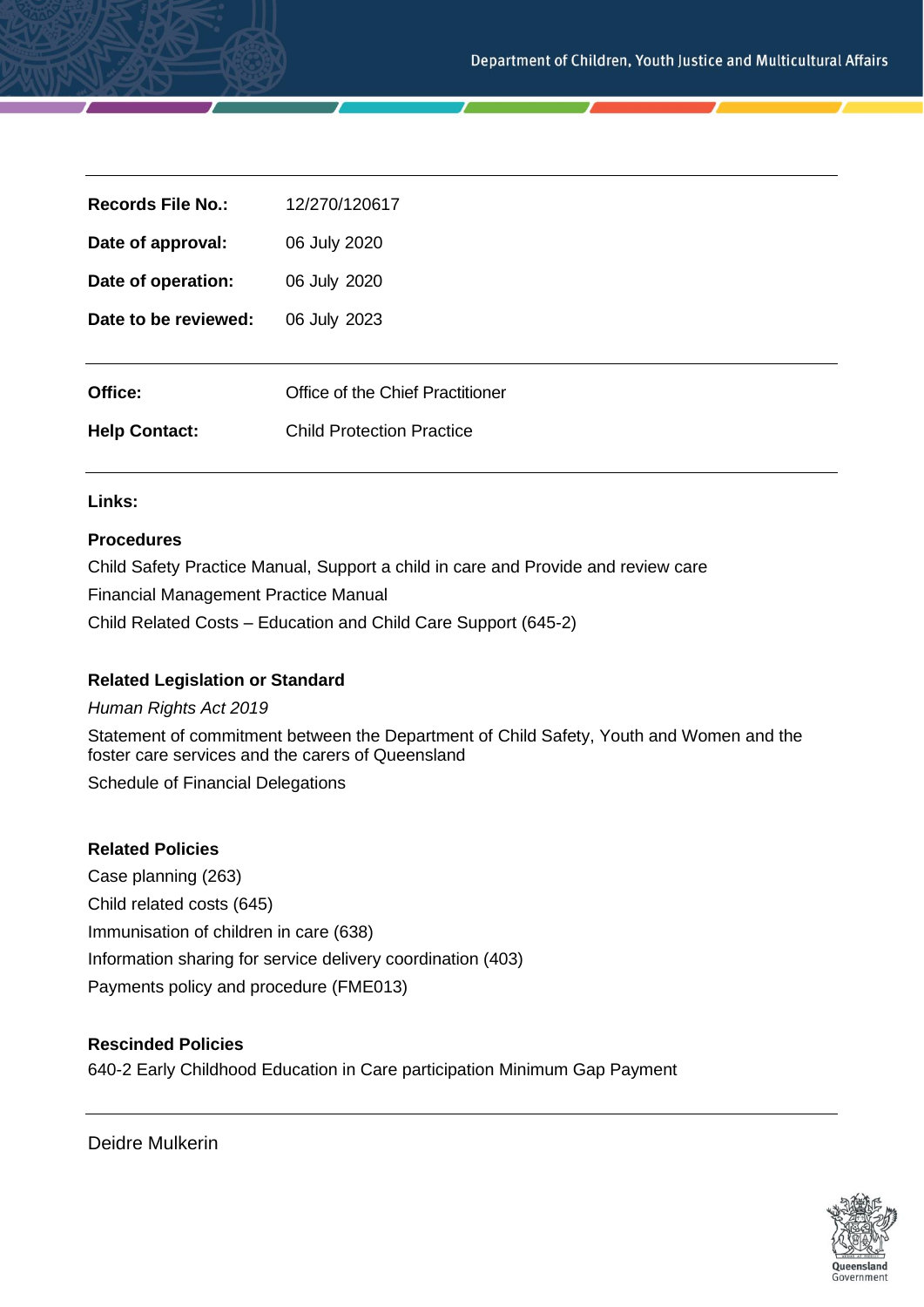| | |
|---|---|
| **Records File No.:** | 12/270/120617 |
| **Date of approval:** | 06 July 2020 |
| **Date of operation:** | 06 July 2020 |
| **Date to be reviewed:** | 06 July 2023 |

| | |
|---|---|
| **Office:** | Office of the Chief Practitioner |
| **Help Contact:** | Child Protection Practice |

**Links:**

**Procedures**

Child Safety Practice Manual, Support a child in care and Provide and review care

Financial Management Practice Manual

Child Related Costs – Education and Child Care Support (645-2)

**Related Legislation or Standard**

*Human Rights Act 2019*

Statement of commitment between the Department of Child Safety, Youth and Women and the foster care services and the carers of Queensland

Schedule of Financial Delegations

**Related Policies**

Case planning (263)

Child related costs (645)

Immunisation of children in care (638)

Information sharing for service delivery coordination (403)

Payments policy and procedure (FME013)

**Rescinded Policies**

640-2 Early Childhood Education in Care participation Minimum Gap Payment

Deidre Mulkerin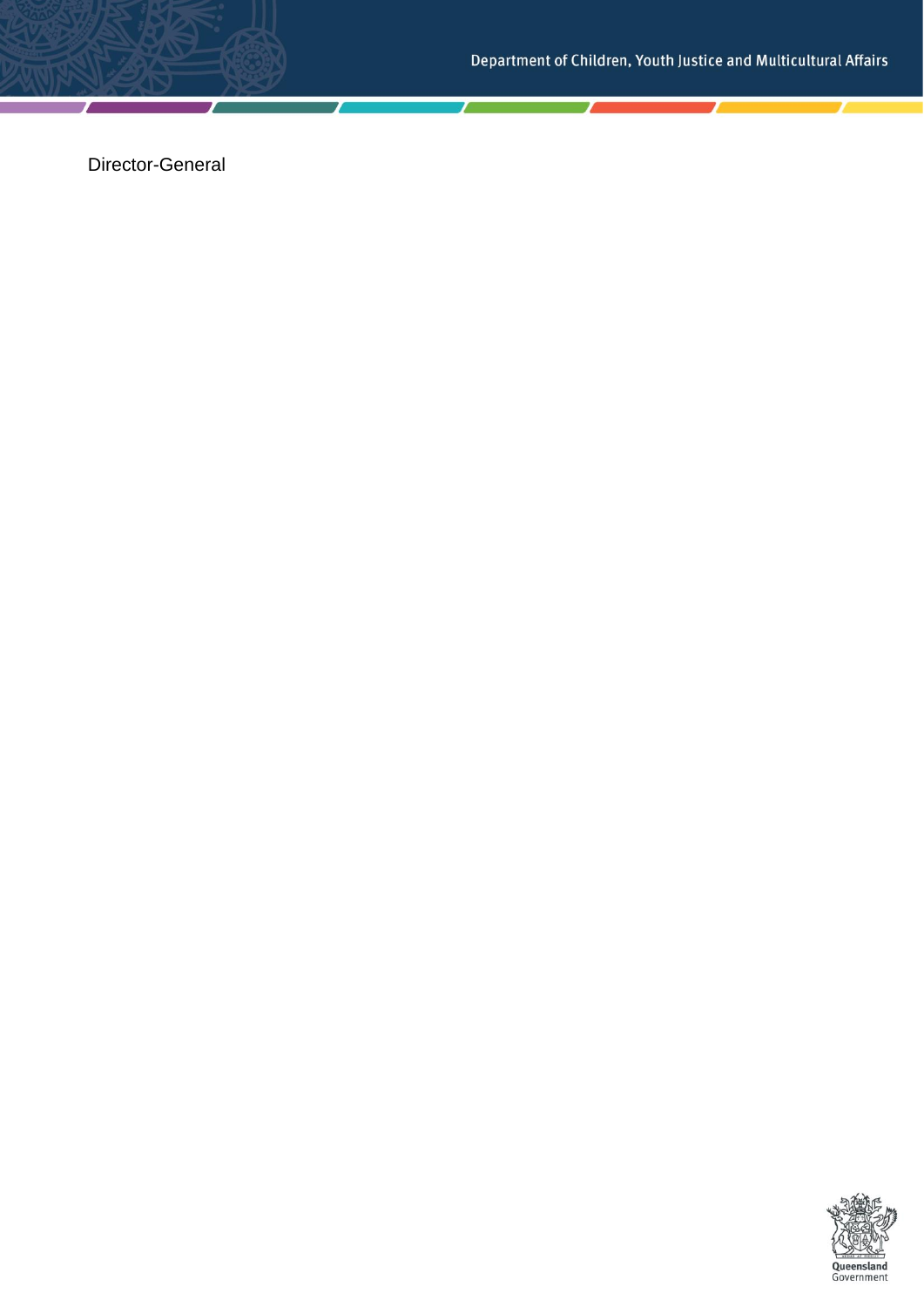Director-General